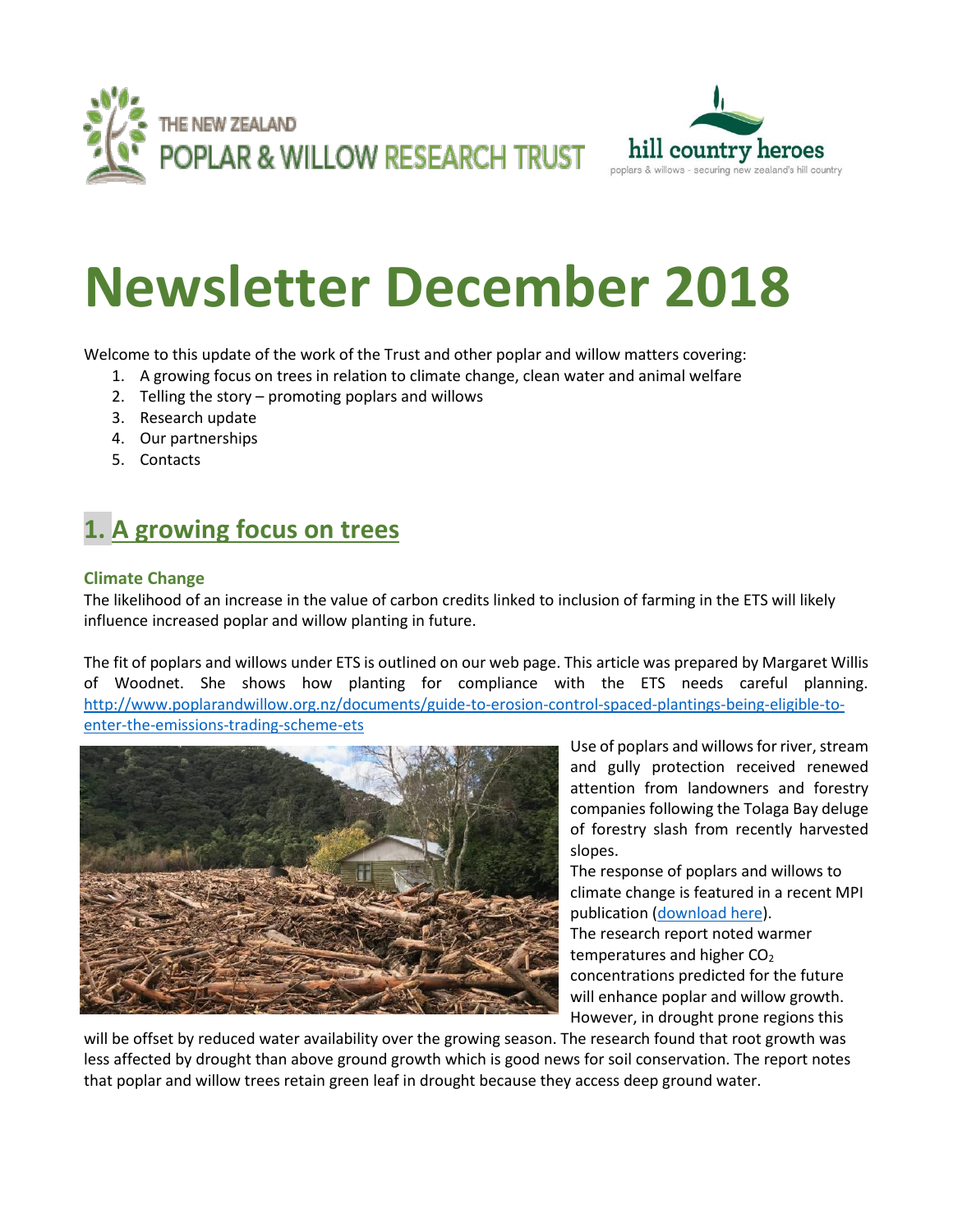THE NEW ZEALAND POPLAR & WILLOW RESEARCH TRUST

hill country heroes
poplars & willows - securing new zealand's hill country

# Newsletter December 2018

Welcome to this update of the work of the Trust and other poplar and willow matters covering:

1. A growing focus on trees in relation to climate change, clean water and animal welfare
2. Telling the story – promoting poplars and willows
3. Research update
4. Our partnerships
5. Contacts

## 1. A growing focus on trees

### Climate Change

The likelihood of an increase in the value of carbon credits linked to inclusion of farming in the ETS will likely influence increased poplar and willow planting in future.

The fit of poplars and willows under ETS is outlined on our web page. This article was prepared by Margaret Willis of Woodnet. She shows how planting for compliance with the ETS needs careful planning. http://www.poplarandwillow.org.nz/documents/guide-to-erosion-control-spaced-plantings-being-eligible-to-enter-the-emissions-trading-scheme-ets

Use of poplars and willows for river, stream and gully protection received renewed attention from landowners and forestry companies following the Tolaga Bay deluge of forestry slash from recently harvested slopes.

The response of poplars and willows to climate change is featured in a recent MPI publication (download here).

The research report noted warmer temperatures and higher $CO_2$ concentrations predicted for the future will enhance poplar and willow growth. However, in drought prone regions this will be offset by reduced water availability over the growing season. The research found that root growth was less affected by drought than above ground growth which is good news for soil conservation. The report notes that poplar and willow trees retain green leaf in drought because they access deep ground water.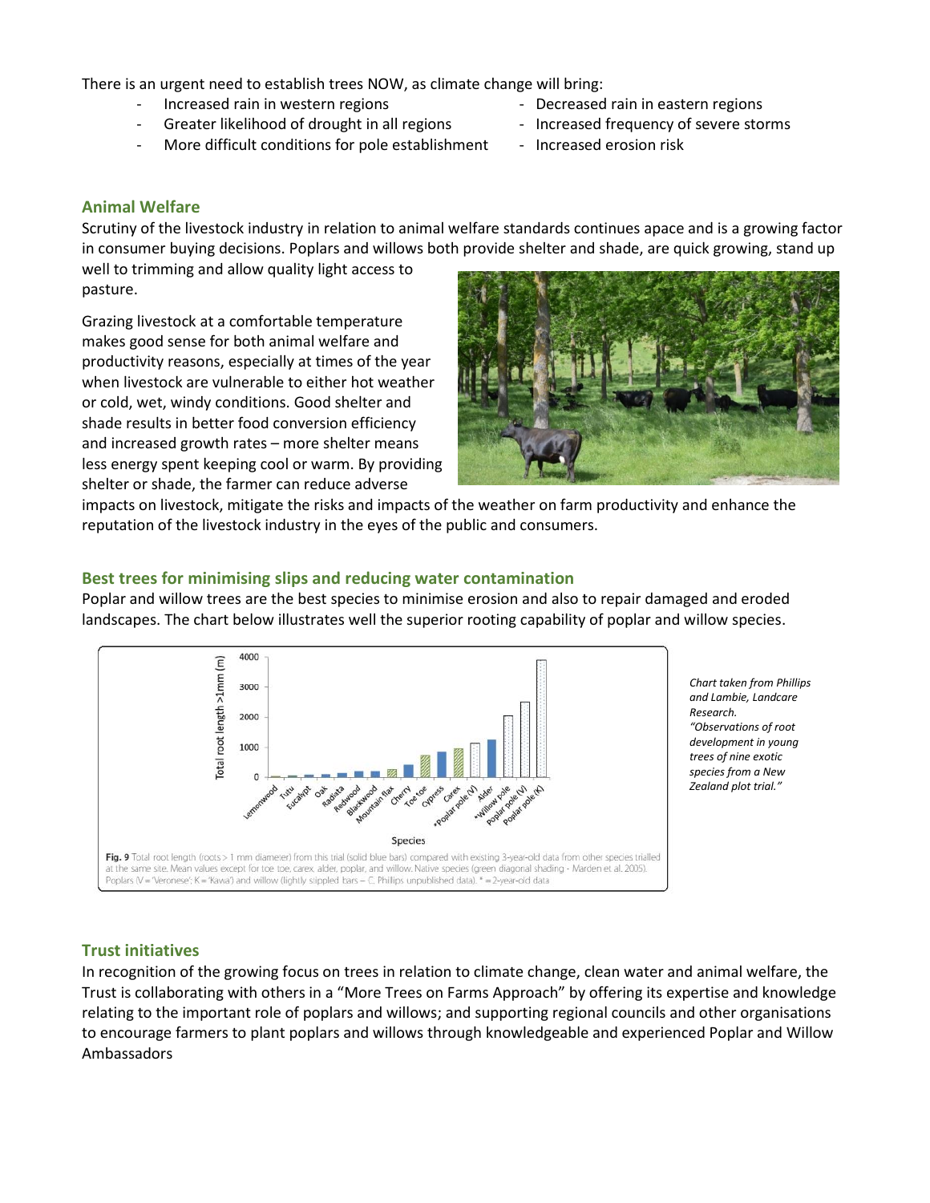There is an urgent need to establish trees NOW, as climate change will bring:

- Increased rain in western regions
- Decreased rain in eastern regions
- Greater likelihood of drought in all regions
- Increased frequency of severe storms
- More difficult conditions for pole establishment
- Increased erosion risk

## Animal Welfare

Scrutiny of the livestock industry in relation to animal welfare standards continues apace and is a growing factor in consumer buying decisions. Poplars and willows both provide shelter and shade, are quick growing, stand up well to trimming and allow quality light access to pasture.

Grazing livestock at a comfortable temperature makes good sense for both animal welfare and productivity reasons, especially at times of the year when livestock are vulnerable to either hot weather or cold, wet, windy conditions. Good shelter and shade results in better food conversion efficiency and increased growth rates – more shelter means less energy spent keeping cool or warm. By providing shelter or shade, the farmer can reduce adverse impacts on livestock, mitigate the risks and impacts of the weather on farm productivity and enhance the reputation of the livestock industry in the eyes of the public and consumers.

## Best trees for minimising slips and reducing water contamination

Poplar and willow trees are the best species to minimise erosion and also to repair damaged and eroded landscapes. The chart below illustrates well the superior rooting capability of poplar and willow species.

**Fig. 9** Total root length (roots > 1 mm diameter) from this trial (solid blue bars) compared with existing 3-year-old data from other species trialled at the same site. Mean values except for toe toe, carex, alder, poplar, and willow. Native species (green diagonal shading - Marden et al. 2005). Poplars (V = 'Veronese'; K = 'Kawa') and willow (lightly stippled bars – C. Phillips unpublished data). * = 2-year-old data

*Chart taken from Phillips and Lambie, Landcare Research. "Observations of root development in young trees of nine exotic species from a New Zealand plot trial."*

## Trust initiatives

In recognition of the growing focus on trees in relation to climate change, clean water and animal welfare, the Trust is collaborating with others in a "More Trees on Farms Approach" by offering its expertise and knowledge relating to the important role of poplars and willows; and supporting regional councils and other organisations to encourage farmers to plant poplars and willows through knowledgeable and experienced Poplar and Willow Ambassadors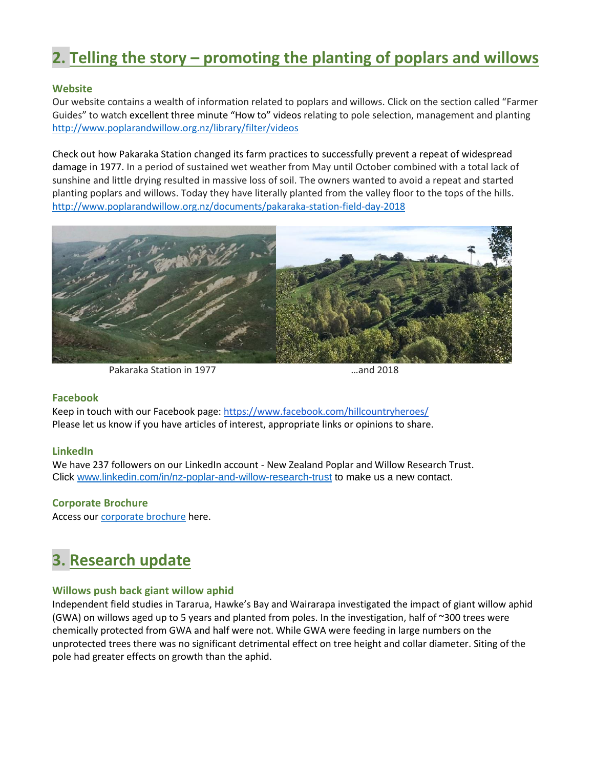## 2. Telling the story – promoting the planting of poplars and willows

### Website

Our website contains a wealth of information related to poplars and willows. Click on the section called "Farmer Guides" to watch excellent three minute "How to" videos relating to pole selection, management and planting http://www.poplarandwillow.org.nz/library/filter/videos

Check out how Pakaraka Station changed its farm practices to successfully prevent a repeat of widespread damage in 1977. In a period of sustained wet weather from May until October combined with a total lack of sunshine and little drying resulted in massive loss of soil. The owners wanted to avoid a repeat and started planting poplars and willows. Today they have literally planted from the valley floor to the tops of the hills. http://www.poplarandwillow.org.nz/documents/pakaraka-station-field-day-2018

Pakaraka Station in 1977 …and 2018

### Facebook

Keep in touch with our Facebook page: https://www.facebook.com/hillcountryheroes/
Please let us know if you have articles of interest, appropriate links or opinions to share.

### LinkedIn

We have 237 followers on our LinkedIn account - New Zealand Poplar and Willow Research Trust.
Click www.linkedin.com/in/nz-poplar-and-willow-research-trust to make us a new contact.

### Corporate Brochure

Access our corporate brochure here.

## 3. Research update

### Willows push back giant willow aphid

Independent field studies in Tararua, Hawke's Bay and Wairarapa investigated the impact of giant willow aphid (GWA) on willows aged up to 5 years and planted from poles. In the investigation, half of ~300 trees were chemically protected from GWA and half were not. While GWA were feeding in large numbers on the unprotected trees there was no significant detrimental effect on tree height and collar diameter. Siting of the pole had greater effects on growth than the aphid.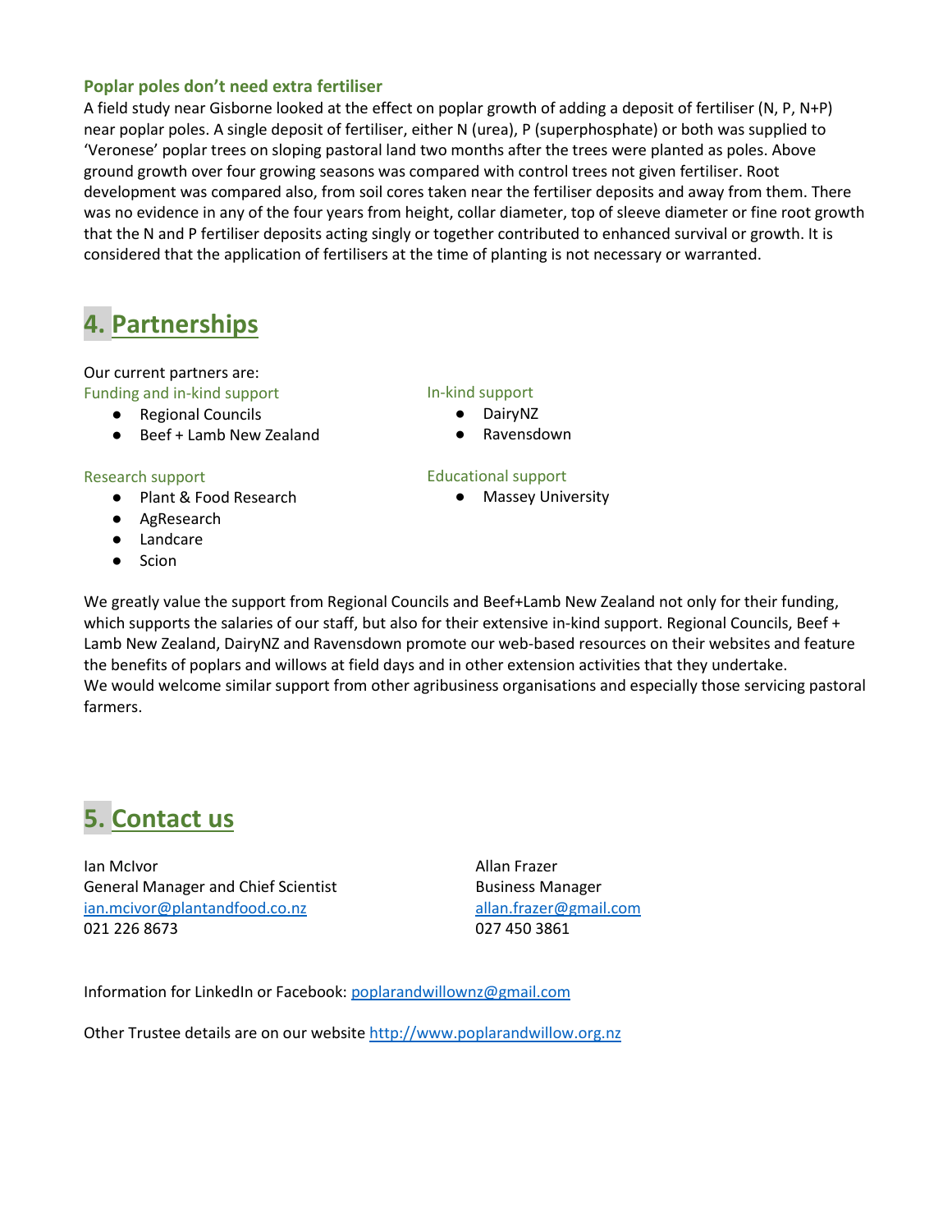### Poplar poles don't need extra fertiliser

A field study near Gisborne looked at the effect on poplar growth of adding a deposit of fertiliser (N, P, N+P) near poplar poles. A single deposit of fertiliser, either N (urea), P (superphosphate) or both was supplied to 'Veronese' poplar trees on sloping pastoral land two months after the trees were planted as poles. Above ground growth over four growing seasons was compared with control trees not given fertiliser. Root development was compared also, from soil cores taken near the fertiliser deposits and away from them. There was no evidence in any of the four years from height, collar diameter, top of sleeve diameter or fine root growth that the N and P fertiliser deposits acting singly or together contributed to enhanced survival or growth. It is considered that the application of fertilisers at the time of planting is not necessary or warranted.

## 4. Partnerships

Our current partners are:

Funding and in-kind support

- Regional Councils
- Beef + Lamb New Zealand

In-kind support

- DairyNZ
- Ravensdown

Research support

- Plant & Food Research
- AgResearch
- Landcare
- Scion

Educational support

- Massey University

We greatly value the support from Regional Councils and Beef+Lamb New Zealand not only for their funding, which supports the salaries of our staff, but also for their extensive in-kind support. Regional Councils, Beef + Lamb New Zealand, DairyNZ and Ravensdown promote our web-based resources on their websites and feature the benefits of poplars and willows at field days and in other extension activities that they undertake.
We would welcome similar support from other agribusiness organisations and especially those servicing pastoral farmers.

## 5. Contact us

Ian McIvor
General Manager and Chief Scientist
ian.mcivor@plantandfood.co.nz
021 226 8673

Allan Frazer
Business Manager
allan.frazer@gmail.com
027 450 3861

Information for LinkedIn or Facebook: poplarandwillownz@gmail.com

Other Trustee details are on our website http://www.poplarandwillow.org.nz